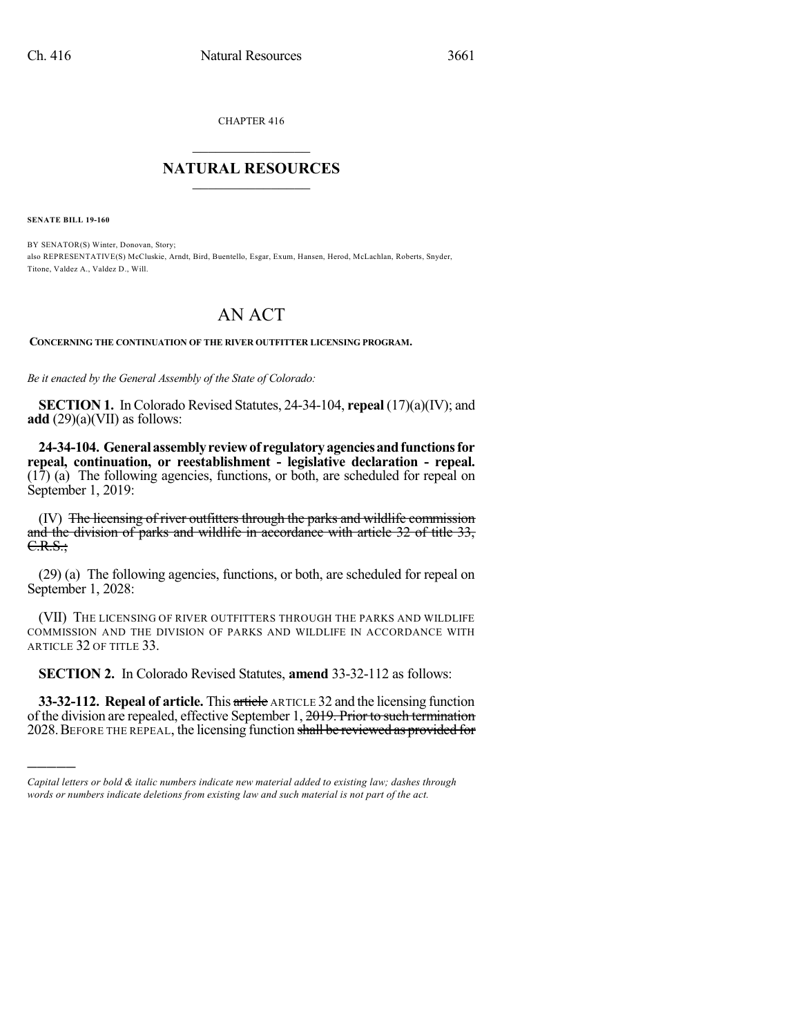CHAPTER 416

# NATURAL RESOURCES

**SENATE BILL 19-160**

BY SENATOR(S) Winter, Donovan, Story;
also REPRESENTATIVE(S) McCluskie, Arndt, Bird, Buentello, Esgar, Exum, Hansen, Herod, McLachlan, Roberts, Snyder, Titone, Valdez A., Valdez D., Will.

# AN ACT

**CONCERNING THE CONTINUATION OF THE RIVER OUTFITTER LICENSING PROGRAM.**

*Be it enacted by the General Assembly of the State of Colorado:*

**SECTION 1.** In Colorado Revised Statutes, 24-34-104, **repeal** (17)(a)(IV); and **add** (29)(a)(VII) as follows:

**24-34-104. General assembly review of regulatory agencies and functions for repeal, continuation, or reestablishment - legislative declaration - repeal.** (17) (a) The following agencies, functions, or both, are scheduled for repeal on September 1, 2019:

(IV) ~~The licensing of river outfitters through the parks and wildlife commission and the division of parks and wildlife in accordance with article 32 of title 33, C.R.S.;~~

(29) (a) The following agencies, functions, or both, are scheduled for repeal on September 1, 2028:

(VII) THE LICENSING OF RIVER OUTFITTERS THROUGH THE PARKS AND WILDLIFE COMMISSION AND THE DIVISION OF PARKS AND WILDLIFE IN ACCORDANCE WITH ARTICLE 32 OF TITLE 33.

**SECTION 2.** In Colorado Revised Statutes, **amend** 33-32-112 as follows:

**33-32-112. Repeal of article.** This ~~article~~ ARTICLE 32 and the licensing function of the division are repealed, effective September 1, ~~2019. Prior to such termination~~ 2028. BEFORE THE REPEAL, the licensing function ~~shall be reviewed as provided for~~

---

*Capital letters or bold & italic numbers indicate new material added to existing law; dashes through words or numbers indicate deletions from existing law and such material is not part of the act.*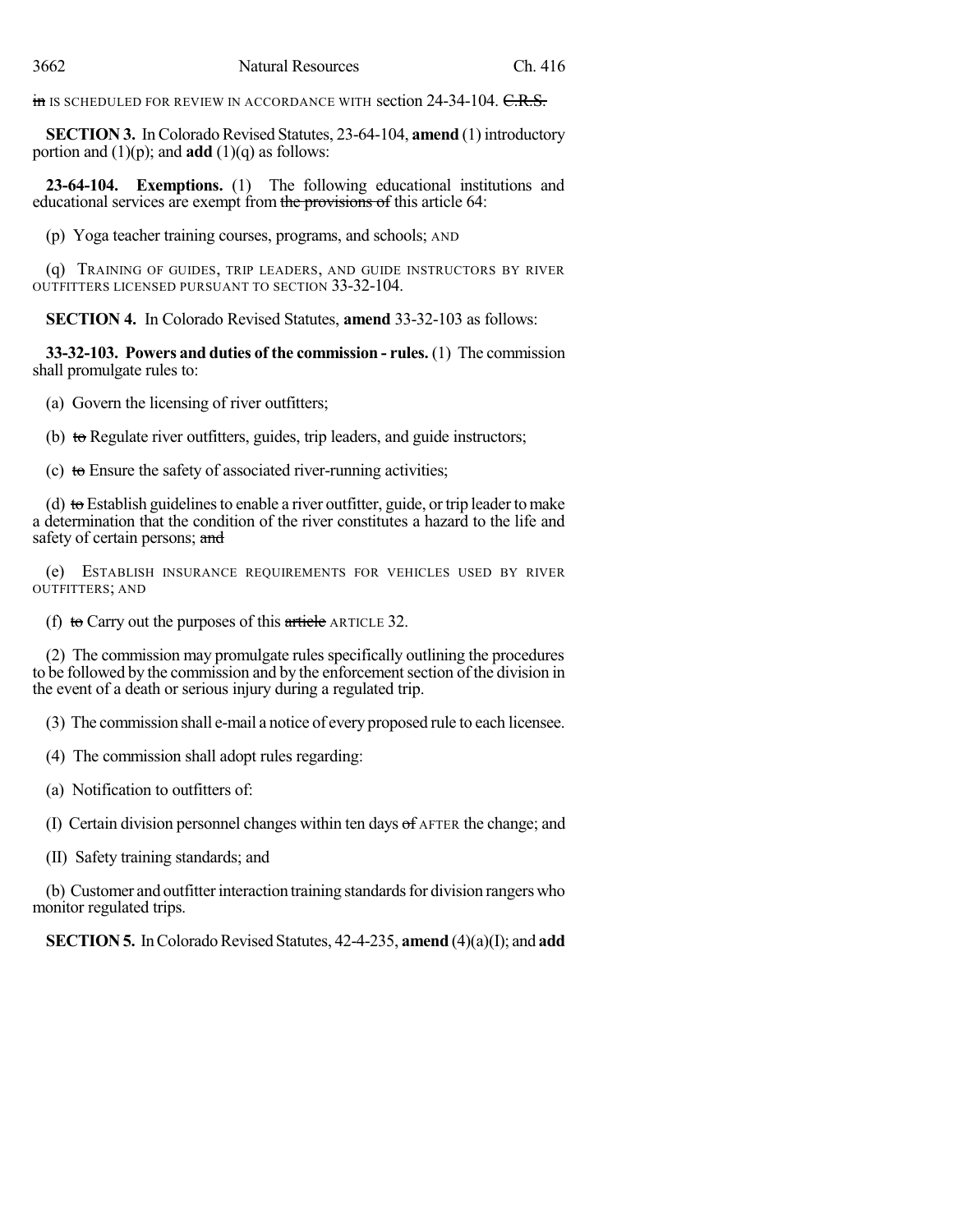in IS SCHEDULED FOR REVIEW IN ACCORDANCE WITH section 24-34-104. C.R.S.

**SECTION 3.** In Colorado Revised Statutes, 23-64-104, **amend** (1) introductory portion and (1)(p); and **add** (1)(q) as follows:

**23-64-104. Exemptions.** (1) The following educational institutions and educational services are exempt from the provisions of this article 64:

(p) Yoga teacher training courses, programs, and schools; AND

(q) TRAINING OF GUIDES, TRIP LEADERS, AND GUIDE INSTRUCTORS BY RIVER OUTFITTERS LICENSED PURSUANT TO SECTION 33-32-104.

**SECTION 4.** In Colorado Revised Statutes, **amend** 33-32-103 as follows:

**33-32-103. Powers and duties of the commission - rules.** (1) The commission shall promulgate rules to:

(a) Govern the licensing of river outfitters;

(b) to Regulate river outfitters, guides, trip leaders, and guide instructors;

(c) to Ensure the safety of associated river-running activities;

(d) to Establish guidelines to enable a river outfitter, guide, or trip leader to make a determination that the condition of the river constitutes a hazard to the life and safety of certain persons; and

(e) ESTABLISH INSURANCE REQUIREMENTS FOR VEHICLES USED BY RIVER OUTFITTERS; AND

(f) to Carry out the purposes of this article ARTICLE 32.

(2) The commission may promulgate rules specifically outlining the procedures to be followed by the commission and by the enforcement section of the division in the event of a death or serious injury during a regulated trip.

(3) The commission shall e-mail a notice of every proposed rule to each licensee.

(4) The commission shall adopt rules regarding:

(a) Notification to outfitters of:

(I) Certain division personnel changes within ten days of AFTER the change; and

(II) Safety training standards; and

(b) Customer and outfitter interaction training standards for division rangers who monitor regulated trips.

**SECTION 5.** In Colorado Revised Statutes, 42-4-235, **amend** (4)(a)(I); and **add**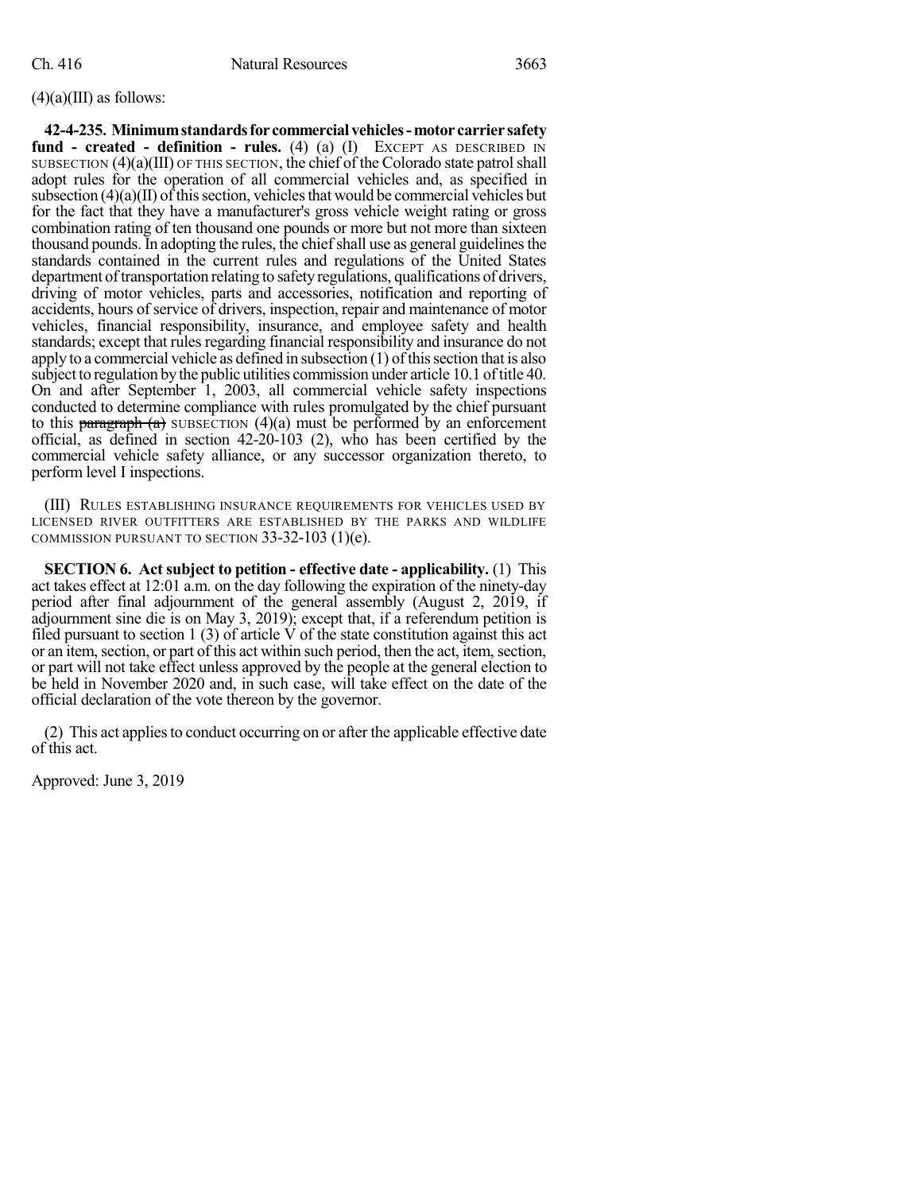(4)(a)(III) as follows:

**42-4-235. Minimum standards for commercial vehicles - motor carrier safety fund - created - definition - rules.** (4) (a) (I) EXCEPT AS DESCRIBED IN SUBSECTION (4)(a)(III) OF THIS SECTION, the chief of the Colorado state patrol shall adopt rules for the operation of all commercial vehicles and, as specified in subsection (4)(a)(II) of this section, vehicles that would be commercial vehicles but for the fact that they have a manufacturer's gross vehicle weight rating or gross combination rating of ten thousand one pounds or more but not more than sixteen thousand pounds. In adopting the rules, the chief shall use as general guidelines the standards contained in the current rules and regulations of the United States department of transportation relating to safety regulations, qualifications of drivers, driving of motor vehicles, parts and accessories, notification and reporting of accidents, hours of service of drivers, inspection, repair and maintenance of motor vehicles, financial responsibility, insurance, and employee safety and health standards; except that rules regarding financial responsibility and insurance do not apply to a commercial vehicle as defined in subsection (1) of this section that is also subject to regulation by the public utilities commission under article 10.1 of title 40. On and after September 1, 2003, all commercial vehicle safety inspections conducted to determine compliance with rules promulgated by the chief pursuant to this ~~paragraph (a)~~ SUBSECTION (4)(a) must be performed by an enforcement official, as defined in section 42-20-103 (2), who has been certified by the commercial vehicle safety alliance, or any successor organization thereto, to perform level I inspections.

(III) RULES ESTABLISHING INSURANCE REQUIREMENTS FOR VEHICLES USED BY LICENSED RIVER OUTFITTERS ARE ESTABLISHED BY THE PARKS AND WILDLIFE COMMISSION PURSUANT TO SECTION 33-32-103 (1)(e).

**SECTION 6. Act subject to petition - effective date - applicability.** (1) This act takes effect at 12:01 a.m. on the day following the expiration of the ninety-day period after final adjournment of the general assembly (August 2, 2019, if adjournment sine die is on May 3, 2019); except that, if a referendum petition is filed pursuant to section 1 (3) of article V of the state constitution against this act or an item, section, or part of this act within such period, then the act, item, section, or part will not take effect unless approved by the people at the general election to be held in November 2020 and, in such case, will take effect on the date of the official declaration of the vote thereon by the governor.

(2) This act applies to conduct occurring on or after the applicable effective date of this act.

Approved: June 3, 2019